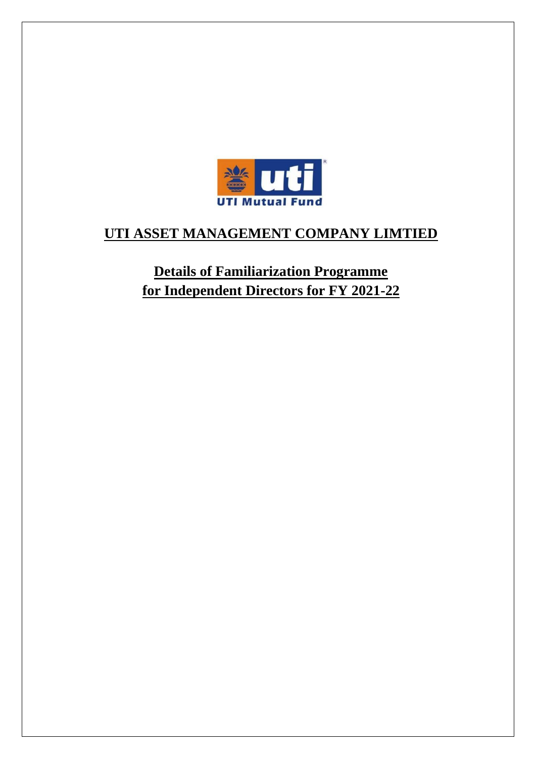# UTI ASSET MANAGEMENT COMPANY LIMTIED

## Details of Familiarization Programme for Independent Directors for FY 2021-22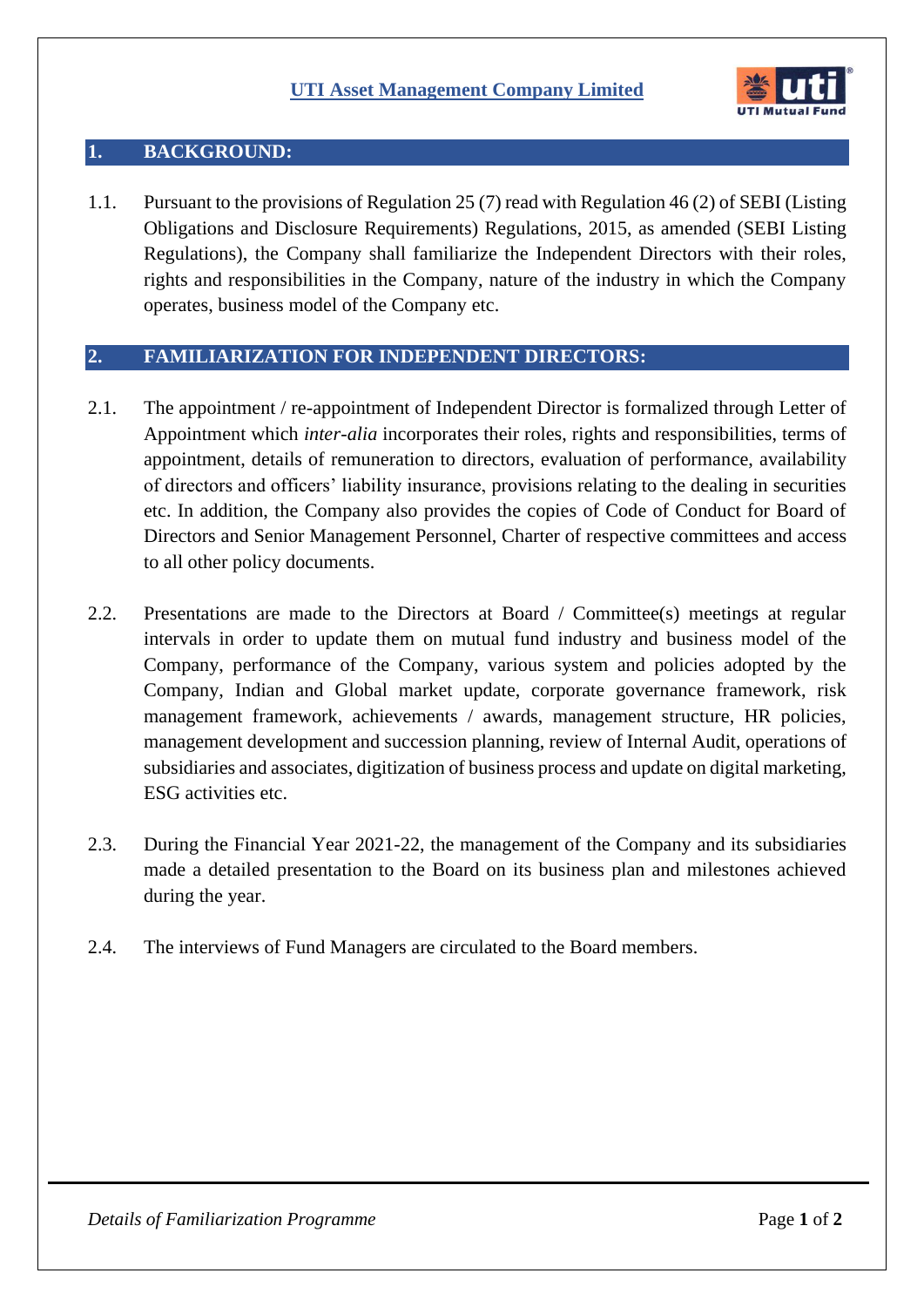**UTI Asset Management Company Limited**

## 1. BACKGROUND:

1.1. Pursuant to the provisions of Regulation 25 (7) read with Regulation 46 (2) of SEBI (Listing Obligations and Disclosure Requirements) Regulations, 2015, as amended (SEBI Listing Regulations), the Company shall familiarize the Independent Directors with their roles, rights and responsibilities in the Company, nature of the industry in which the Company operates, business model of the Company etc.

## 2. FAMILIARIZATION FOR INDEPENDENT DIRECTORS:

2.1. The appointment / re-appointment of Independent Director is formalized through Letter of Appointment which *inter-alia* incorporates their roles, rights and responsibilities, terms of appointment, details of remuneration to directors, evaluation of performance, availability of directors and officers' liability insurance, provisions relating to the dealing in securities etc. In addition, the Company also provides the copies of Code of Conduct for Board of Directors and Senior Management Personnel, Charter of respective committees and access to all other policy documents.

2.2. Presentations are made to the Directors at Board / Committee(s) meetings at regular intervals in order to update them on mutual fund industry and business model of the Company, performance of the Company, various system and policies adopted by the Company, Indian and Global market update, corporate governance framework, risk management framework, achievements / awards, management structure, HR policies, management development and succession planning, review of Internal Audit, operations of subsidiaries and associates, digitization of business process and update on digital marketing, ESG activities etc.

2.3. During the Financial Year 2021-22, the management of the Company and its subsidiaries made a detailed presentation to the Board on its business plan and milestones achieved during the year.

2.4. The interviews of Fund Managers are circulated to the Board members.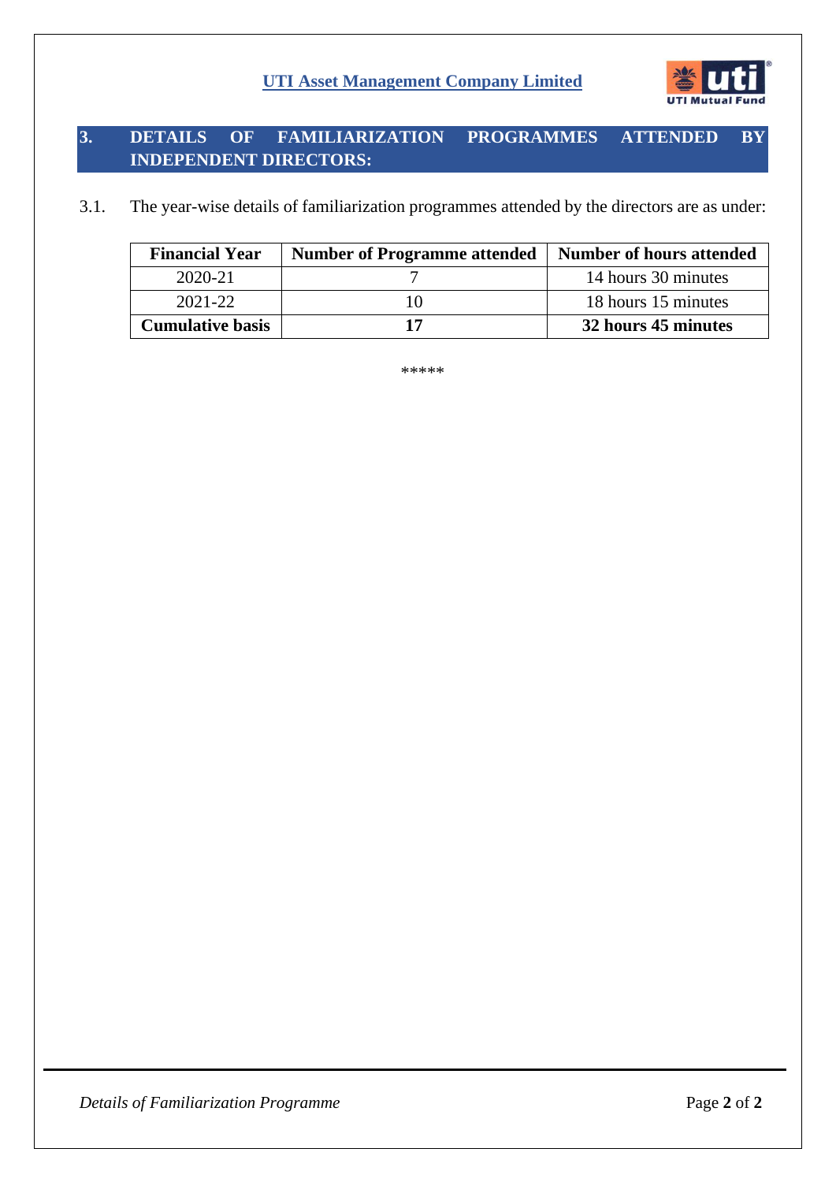## 3. DETAILS OF FAMILIARIZATION PROGRAMMES ATTENDED BY INDEPENDENT DIRECTORS:

3.1. The year-wise details of familiarization programmes attended by the directors are as under:

| Financial Year | Number of Programme attended | Number of hours attended |
|---|---|---|
| 2020-21 | 7 | 14 hours 30 minutes |
| 2021-22 | 10 | 18 hours 15 minutes |
| **Cumulative basis** | **17** | **32 hours 45 minutes** |

*****